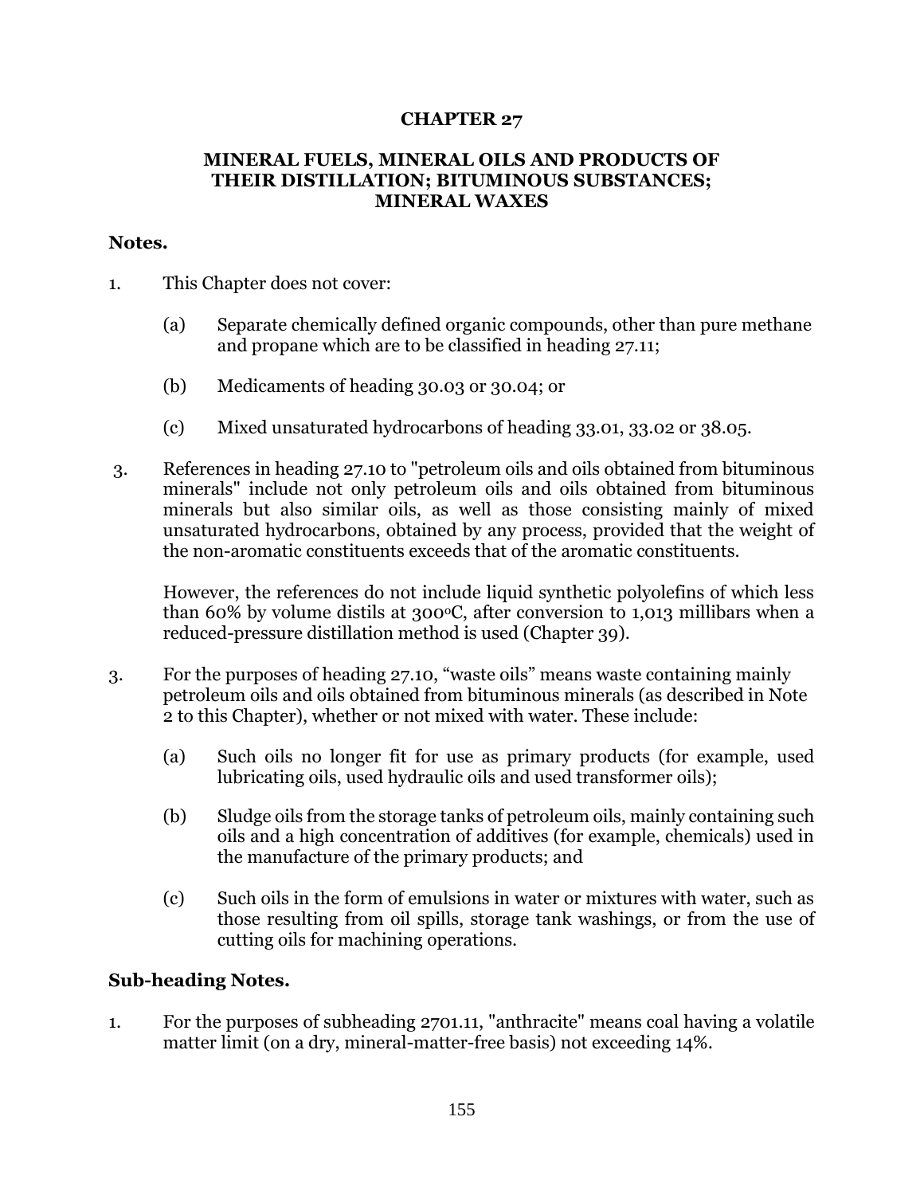# CHAPTER 27

## MINERAL FUELS, MINERAL OILS AND PRODUCTS OF THEIR DISTILLATION; BITUMINOUS SUBSTANCES; MINERAL WAXES

**Notes.**

1. This Chapter does not cover:

   (a) Separate chemically defined organic compounds, other than pure methane and propane which are to be classified in heading 27.11;

   (b) Medicaments of heading 30.03 or 30.04; or

   (c) Mixed unsaturated hydrocarbons of heading 33.01, 33.02 or 38.05.

3. References in heading 27.10 to "petroleum oils and oils obtained from bituminous minerals" include not only petroleum oils and oils obtained from bituminous minerals but also similar oils, as well as those consisting mainly of mixed unsaturated hydrocarbons, obtained by any process, provided that the weight of the non-aromatic constituents exceeds that of the aromatic constituents.

   However, the references do not include liquid synthetic polyolefins of which less than 60% by volume distils at 300°C, after conversion to 1,013 millibars when a reduced-pressure distillation method is used (Chapter 39).

3. For the purposes of heading 27.10, “waste oils” means waste containing mainly petroleum oils and oils obtained from bituminous minerals (as described in Note 2 to this Chapter), whether or not mixed with water. These include:

   (a) Such oils no longer fit for use as primary products (for example, used lubricating oils, used hydraulic oils and used transformer oils);

   (b) Sludge oils from the storage tanks of petroleum oils, mainly containing such oils and a high concentration of additives (for example, chemicals) used in the manufacture of the primary products; and

   (c) Such oils in the form of emulsions in water or mixtures with water, such as those resulting from oil spills, storage tank washings, or from the use of cutting oils for machining operations.

**Sub-heading Notes.**

1. For the purposes of subheading 2701.11, "anthracite" means coal having a volatile matter limit (on a dry, mineral-matter-free basis) not exceeding 14%.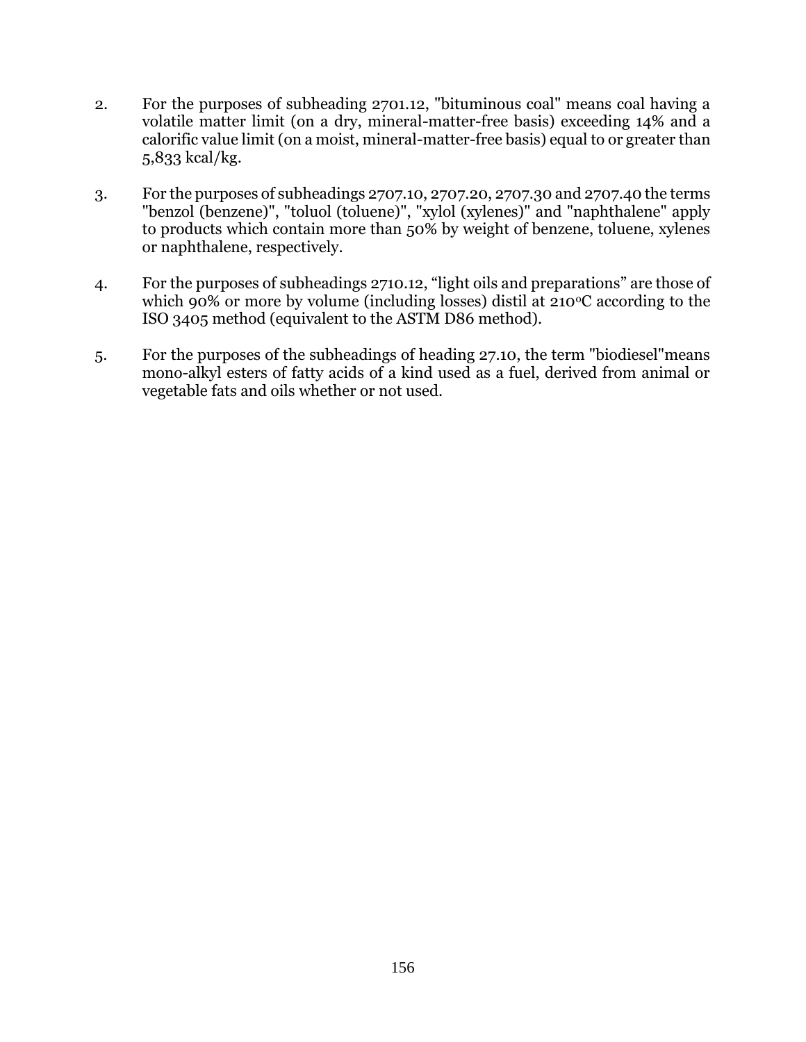2. For the purposes of subheading 2701.12, "bituminous coal" means coal having a volatile matter limit (on a dry, mineral-matter-free basis) exceeding 14% and a calorific value limit (on a moist, mineral-matter-free basis) equal to or greater than 5,833 kcal/kg.

3. For the purposes of subheadings 2707.10, 2707.20, 2707.30 and 2707.40 the terms "benzol (benzene)", "toluol (toluene)", "xylol (xylenes)" and "naphthalene" apply to products which contain more than 50% by weight of benzene, toluene, xylenes or naphthalene, respectively.

4. For the purposes of subheadings 2710.12, "light oils and preparations" are those of which 90% or more by volume (including losses) distil at 210$^{o}$C according to the ISO 3405 method (equivalent to the ASTM D86 method).

5. For the purposes of the subheadings of heading 27.10, the term "biodiesel"means mono-alkyl esters of fatty acids of a kind used as a fuel, derived from animal or vegetable fats and oils whether or not used.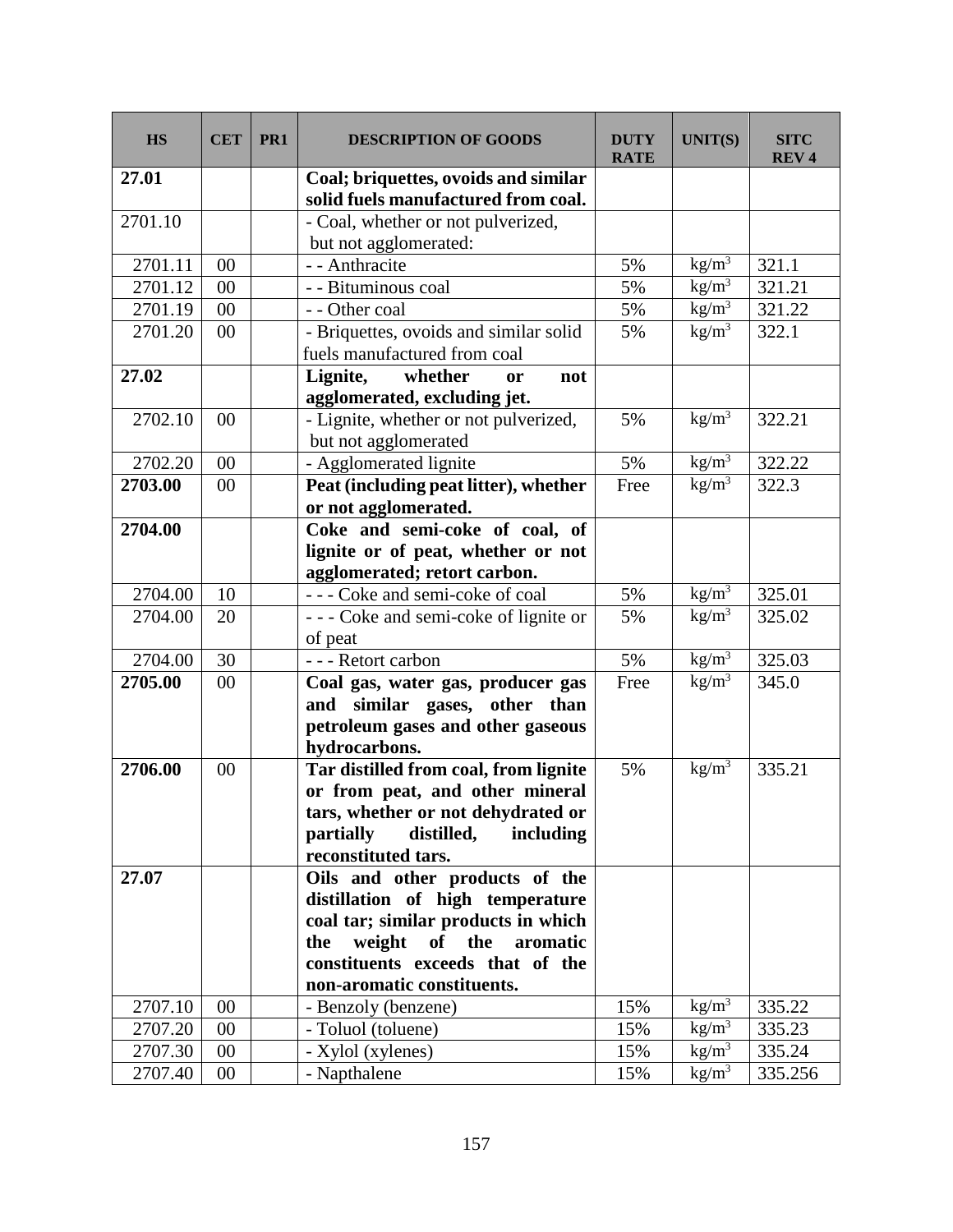| HS | CET | PR1 | DESCRIPTION OF GOODS | DUTY RATE | UNIT(S) | SITC REV 4 |
|---|---|---|---|---|---|---|
| **27.01** | | | **Coal; briquettes, ovoids and similar solid fuels manufactured from coal.** | | | |
| 2701.10 | | | - Coal, whether or not pulverized, but not agglomerated: | | | |
| 2701.11 | 00 | | - - Anthracite | 5% | $kg/m^3$ | 321.1 |
| 2701.12 | 00 | | - - Bituminous coal | 5% | $kg/m^3$ | 321.21 |
| 2701.19 | 00 | | - - Other coal | 5% | $kg/m^3$ | 321.22 |
| 2701.20 | 00 | | - Briquettes, ovoids and similar solid fuels manufactured from coal | 5% | $kg/m^3$ | 322.1 |
| **27.02** | | | **Lignite, whether or not agglomerated, excluding jet.** | | | |
| 2702.10 | 00 | | - Lignite, whether or not pulverized, but not agglomerated | 5% | $kg/m^3$ | 322.21 |
| 2702.20 | 00 | | - Agglomerated lignite | 5% | $kg/m^3$ | 322.22 |
| **2703.00** | 00 | | **Peat (including peat litter), whether or not agglomerated.** | Free | $kg/m^3$ | 322.3 |
| **2704.00** | | | **Coke and semi-coke of coal, of lignite or of peat, whether or not agglomerated; retort carbon.** | | | |
| 2704.00 | 10 | | - - - Coke and semi-coke of coal | 5% | $kg/m^3$ | 325.01 |
| 2704.00 | 20 | | - - - Coke and semi-coke of lignite or of peat | 5% | $kg/m^3$ | 325.02 |
| 2704.00 | 30 | | - - - Retort carbon | 5% | $kg/m^3$ | 325.03 |
| **2705.00** | 00 | | **Coal gas, water gas, producer gas and similar gases, other than petroleum gases and other gaseous hydrocarbons.** | Free | $kg/m^3$ | 345.0 |
| **2706.00** | 00 | | **Tar distilled from coal, from lignite or from peat, and other mineral tars, whether or not dehydrated or partially distilled, including reconstituted tars.** | 5% | $kg/m^3$ | 335.21 |
| **27.07** | | | **Oils and other products of the distillation of high temperature coal tar; similar products in which the weight of the aromatic constituents exceeds that of the non-aromatic constituents.** | | | |
| 2707.10 | 00 | | - Benzoly (benzene) | 15% | $kg/m^3$ | 335.22 |
| 2707.20 | 00 | | - Toluol (toluene) | 15% | $kg/m^3$ | 335.23 |
| 2707.30 | 00 | | - Xylol (xylenes) | 15% | $kg/m^3$ | 335.24 |
| 2707.40 | 00 | | - Napthalene | 15% | $kg/m^3$ | 335.256 |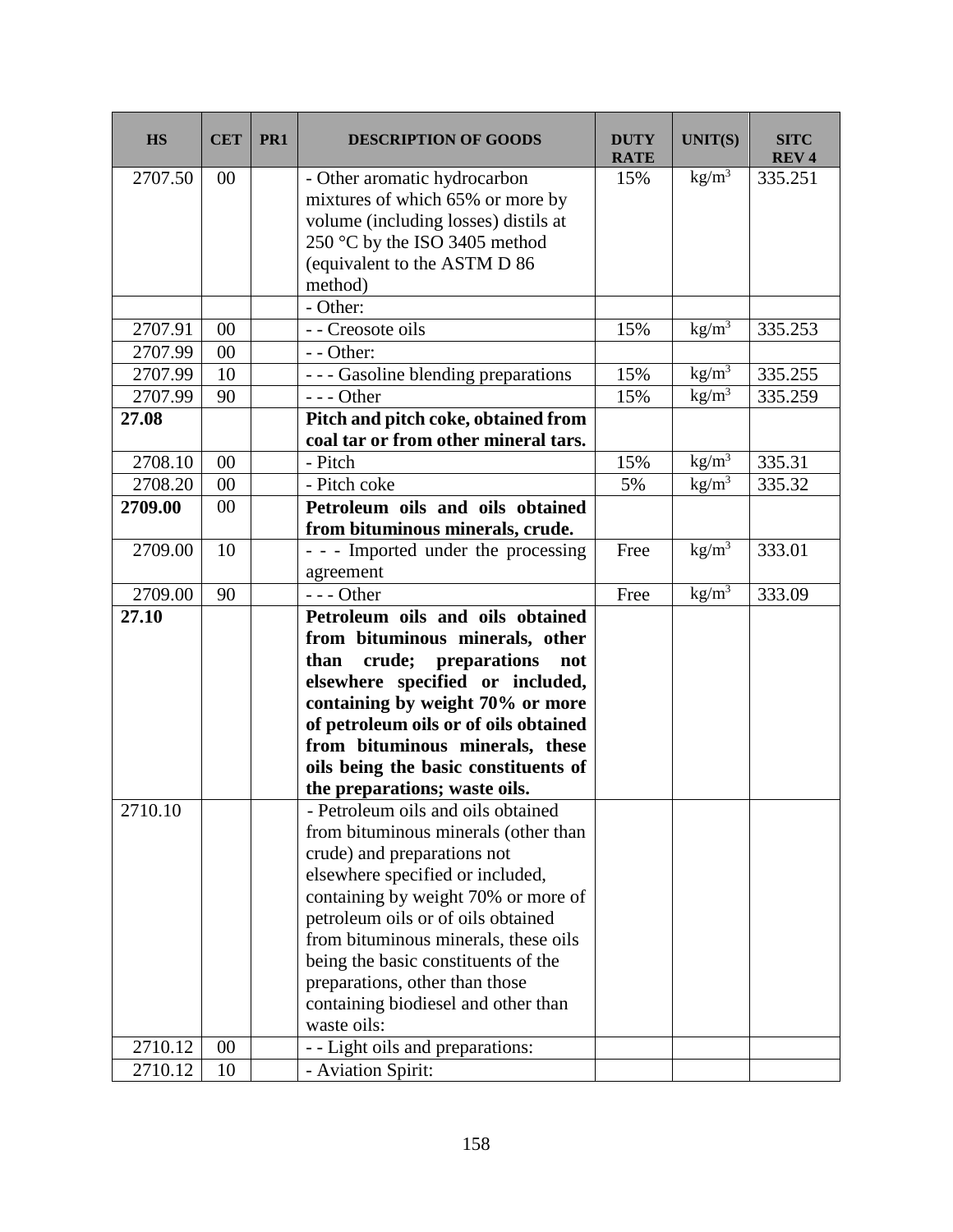| HS | CET | PR1 | DESCRIPTION OF GOODS | DUTY RATE | UNIT(S) | SITC REV 4 |
|---|---|---|---|---|---|---|
| 2707.50 | 00 | | - Other aromatic hydrocarbon mixtures of which 65% or more by volume (including losses) distils at 250 °C by the ISO 3405 method (equivalent to the ASTM D 86 method) | 15% | $kg/m^3$ | 335.251 |
| | | | - Other: | | | |
| 2707.91 | 00 | | - - Creosote oils | 15% | $kg/m^3$ | 335.253 |
| 2707.99 | 00 | | - - Other: | | | |
| 2707.99 | 10 | | - - - Gasoline blending preparations | 15% | $kg/m^3$ | 335.255 |
| 2707.99 | 90 | | - - - Other | 15% | $kg/m^3$ | 335.259 |
| **27.08** | | | **Pitch and pitch coke, obtained from coal tar or from other mineral tars.** | | | |
| 2708.10 | 00 | | - Pitch | 15% | $kg/m^3$ | 335.31 |
| 2708.20 | 00 | | - Pitch coke | 5% | $kg/m^3$ | 335.32 |
| **2709.00** | 00 | | **Petroleum oils and oils obtained from bituminous minerals, crude.** | | | |
| 2709.00 | 10 | | - - - Imported under the processing agreement | Free | $kg/m^3$ | 333.01 |
| 2709.00 | 90 | | - - - Other | Free | $kg/m^3$ | 333.09 |
| **27.10** | | | **Petroleum oils and oils obtained from bituminous minerals, other than crude; preparations not elsewhere specified or included, containing by weight 70% or more of petroleum oils or of oils obtained from bituminous minerals, these oils being the basic constituents of the preparations; waste oils.** | | | |
| 2710.10 | | | - Petroleum oils and oils obtained from bituminous minerals (other than crude) and preparations not elsewhere specified or included, containing by weight 70% or more of petroleum oils or of oils obtained from bituminous minerals, these oils being the basic constituents of the preparations, other than those containing biodiesel and other than waste oils: | | | |
| 2710.12 | 00 | | - - Light oils and preparations: | | | |
| 2710.12 | 10 | | - Aviation Spirit: | | | |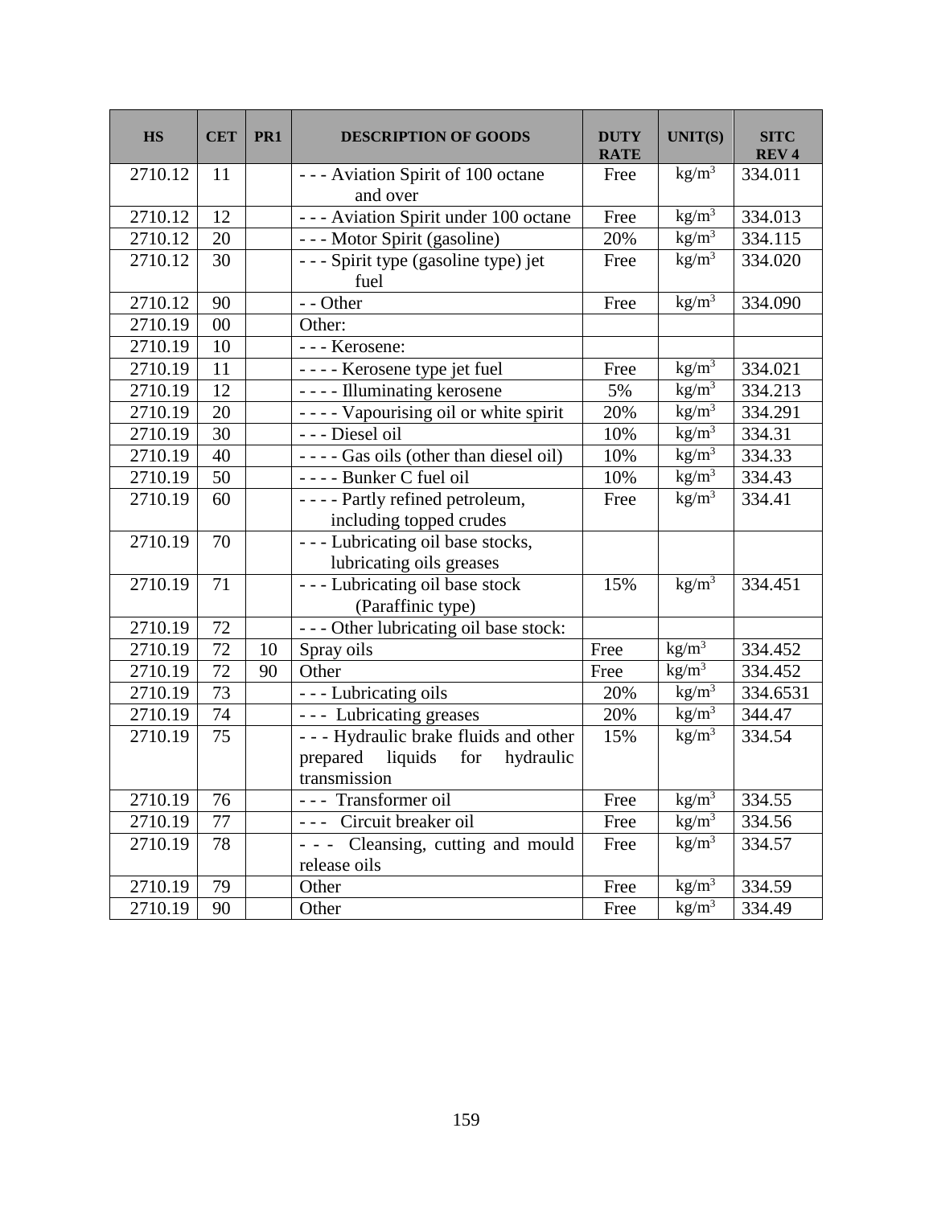| HS | CET | PR1 | DESCRIPTION OF GOODS | DUTY RATE | UNIT(S) | SITC REV 4 |
|---|---|---|---|---|---|---|
| 2710.12 | 11 | | - - - Aviation Spirit of 100 octane and over | Free | $kg/m^3$ | 334.011 |
| 2710.12 | 12 | | - - - Aviation Spirit under 100 octane | Free | $kg/m^3$ | 334.013 |
| 2710.12 | 20 | | - - - Motor Spirit (gasoline) | 20% | $kg/m^3$ | 334.115 |
| 2710.12 | 30 | | - - - Spirit type (gasoline type) jet fuel | Free | $kg/m^3$ | 334.020 |
| 2710.12 | 90 | | - - Other | Free | $kg/m^3$ | 334.090 |
| 2710.19 | 00 | | Other: | | | |
| 2710.19 | 10 | | - - - Kerosene: | | | |
| 2710.19 | 11 | | - - - - Kerosene type jet fuel | Free | $kg/m^3$ | 334.021 |
| 2710.19 | 12 | | - - - - Illuminating kerosene | 5% | $kg/m^3$ | 334.213 |
| 2710.19 | 20 | | - - - - Vapourising oil or white spirit | 20% | $kg/m^3$ | 334.291 |
| 2710.19 | 30 | | - - - Diesel oil | 10% | $kg/m^3$ | 334.31 |
| 2710.19 | 40 | | - - - - Gas oils (other than diesel oil) | 10% | $kg/m^3$ | 334.33 |
| 2710.19 | 50 | | - - - - Bunker C fuel oil | 10% | $kg/m^3$ | 334.43 |
| 2710.19 | 60 | | - - - - Partly refined petroleum, including topped crudes | Free | $kg/m^3$ | 334.41 |
| 2710.19 | 70 | | - - - Lubricating oil base stocks, lubricating oils greases | | | |
| 2710.19 | 71 | | - - - Lubricating oil base stock (Paraffinic type) | 15% | $kg/m^3$ | 334.451 |
| 2710.19 | 72 | | - - - Other lubricating oil base stock: | | | |
| 2710.19 | 72 | 10 | Spray oils | Free | $kg/m^3$ | 334.452 |
| 2710.19 | 72 | 90 | Other | Free | $kg/m^3$ | 334.452 |
| 2710.19 | 73 | | - - - Lubricating oils | 20% | $kg/m^3$ | 334.6531 |
| 2710.19 | 74 | | - - - Lubricating greases | 20% | $kg/m^3$ | 344.47 |
| 2710.19 | 75 | | - - - Hydraulic brake fluids and other prepared liquids for hydraulic transmission | 15% | $kg/m^3$ | 334.54 |
| 2710.19 | 76 | | - - - Transformer oil | Free | $kg/m^3$ | 334.55 |
| 2710.19 | 77 | | - - - Circuit breaker oil | Free | $kg/m^3$ | 334.56 |
| 2710.19 | 78 | | - - - Cleansing, cutting and mould release oils | Free | $kg/m^3$ | 334.57 |
| 2710.19 | 79 | | Other | Free | $kg/m^3$ | 334.59 |
| 2710.19 | 90 | | Other | Free | $kg/m^3$ | 334.49 |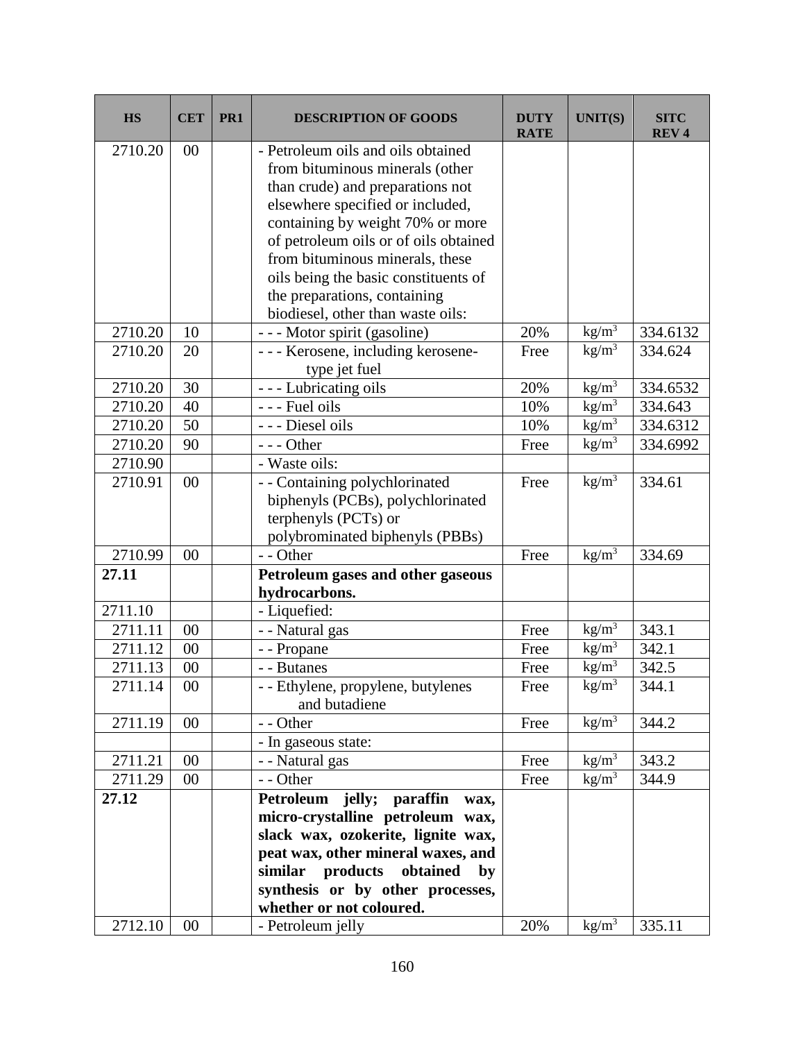| HS | CET | PR1 | DESCRIPTION OF GOODS | DUTY RATE | UNIT(S) | SITC REV 4 |
|---|---|---|---|---|---|---|
| 2710.20 | 00 | | - Petroleum oils and oils obtained from bituminous minerals (other than crude) and preparations not elsewhere specified or included, containing by weight 70% or more of petroleum oils or of oils obtained from bituminous minerals, these oils being the basic constituents of the preparations, containing biodiesel, other than waste oils: | | | |
| 2710.20 | 10 | | - - - Motor spirit (gasoline) | 20% | $kg/m^3$ | 334.6132 |
| 2710.20 | 20 | | - - - Kerosene, including kerosene-type jet fuel | Free | $kg/m^3$ | 334.624 |
| 2710.20 | 30 | | - - - Lubricating oils | 20% | $kg/m^3$ | 334.6532 |
| 2710.20 | 40 | | - - - Fuel oils | 10% | $kg/m^3$ | 334.643 |
| 2710.20 | 50 | | - - - Diesel oils | 10% | $kg/m^3$ | 334.6312 |
| 2710.20 | 90 | | - - - Other | Free | $kg/m^3$ | 334.6992 |
| 2710.90 | | | - Waste oils: | | | |
| 2710.91 | 00 | | - - Containing polychlorinated biphenyls (PCBs), polychlorinated terphenyls (PCTs) or polybrominated biphenyls (PBBs) | Free | $kg/m^3$ | 334.61 |
| 2710.99 | 00 | | - - Other | Free | $kg/m^3$ | 334.69 |
| **27.11** | | | **Petroleum gases and other gaseous hydrocarbons.** | | | |
| 2711.10 | | | - Liquefied: | | | |
| 2711.11 | 00 | | - - Natural gas | Free | $kg/m^3$ | 343.1 |
| 2711.12 | 00 | | - - Propane | Free | $kg/m^3$ | 342.1 |
| 2711.13 | 00 | | - - Butanes | Free | $kg/m^3$ | 342.5 |
| 2711.14 | 00 | | - - Ethylene, propylene, butylenes and butadiene | Free | $kg/m^3$ | 344.1 |
| 2711.19 | 00 | | - - Other | Free | $kg/m^3$ | 344.2 |
| | | | - In gaseous state: | | | |
| 2711.21 | 00 | | - - Natural gas | Free | $kg/m^3$ | 343.2 |
| 2711.29 | 00 | | - - Other | Free | $kg/m^3$ | 344.9 |
| **27.12** | | | **Petroleum jelly; paraffin wax, micro-crystalline petroleum wax, slack wax, ozokerite, lignite wax, peat wax, other mineral waxes, and similar products obtained by synthesis or by other processes, whether or not coloured.** | | | |
| 2712.10 | 00 | | - Petroleum jelly | 20% | $kg/m^3$ | 335.11 |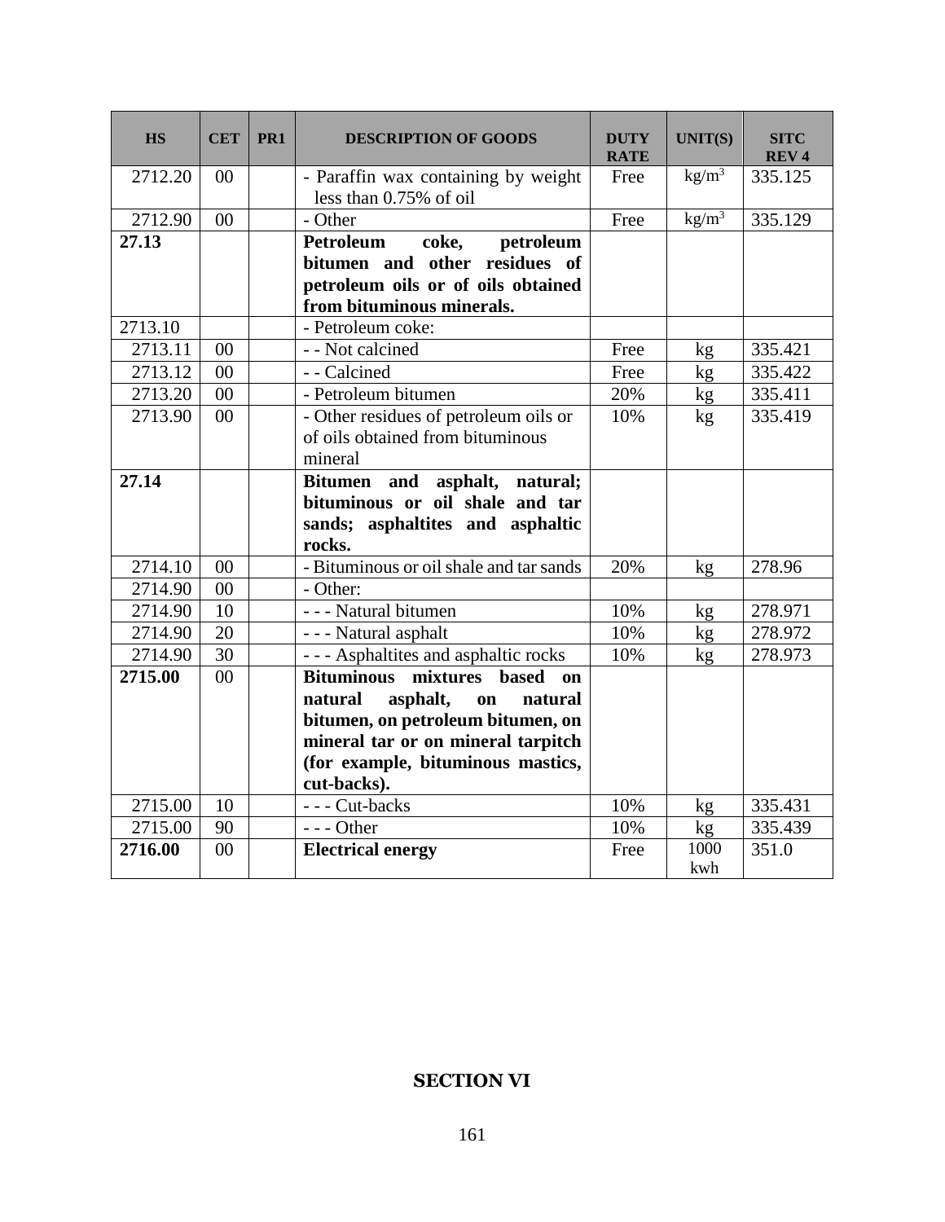| HS | CET | PR1 | DESCRIPTION OF GOODS | DUTY RATE | UNIT(S) | SITC REV 4 |
|---|---|---|---|---|---|---|
| 2712.20 | 00 | | - Paraffin wax containing by weight less than 0.75% of oil | Free | kg/m$^3$ | 335.125 |
| 2712.90 | 00 | | - Other | Free | kg/m$^3$ | 335.129 |
| **27.13** | | | **Petroleum coke, petroleum bitumen and other residues of petroleum oils or of oils obtained from bituminous minerals.** | | | |
| 2713.10 | | | - Petroleum coke: | | | |
| 2713.11 | 00 | | - - Not calcined | Free | kg | 335.421 |
| 2713.12 | 00 | | - - Calcined | Free | kg | 335.422 |
| 2713.20 | 00 | | - Petroleum bitumen | 20% | kg | 335.411 |
| 2713.90 | 00 | | - Other residues of petroleum oils or of oils obtained from bituminous mineral | 10% | kg | 335.419 |
| **27.14** | | | **Bitumen and asphalt, natural; bituminous or oil shale and tar sands; asphaltites and asphaltic rocks.** | | | |
| 2714.10 | 00 | | - Bituminous or oil shale and tar sands | 20% | kg | 278.96 |
| 2714.90 | 00 | | - Other: | | | |
| 2714.90 | 10 | | - - - Natural bitumen | 10% | kg | 278.971 |
| 2714.90 | 20 | | - - - Natural asphalt | 10% | kg | 278.972 |
| 2714.90 | 30 | | - - - Asphaltites and asphaltic rocks | 10% | kg | 278.973 |
| **2715.00** | 00 | | **Bituminous mixtures based on natural asphalt, on natural bitumen, on petroleum bitumen, on mineral tar or on mineral tarpitch (for example, bituminous mastics, cut-backs).** | | | |
| 2715.00 | 10 | | - - - Cut-backs | 10% | kg | 335.431 |
| 2715.00 | 90 | | - - - Other | 10% | kg | 335.439 |
| **2716.00** | 00 | | **Electrical energy** | Free | 1000 kwh | 351.0 |

## SECTION VI